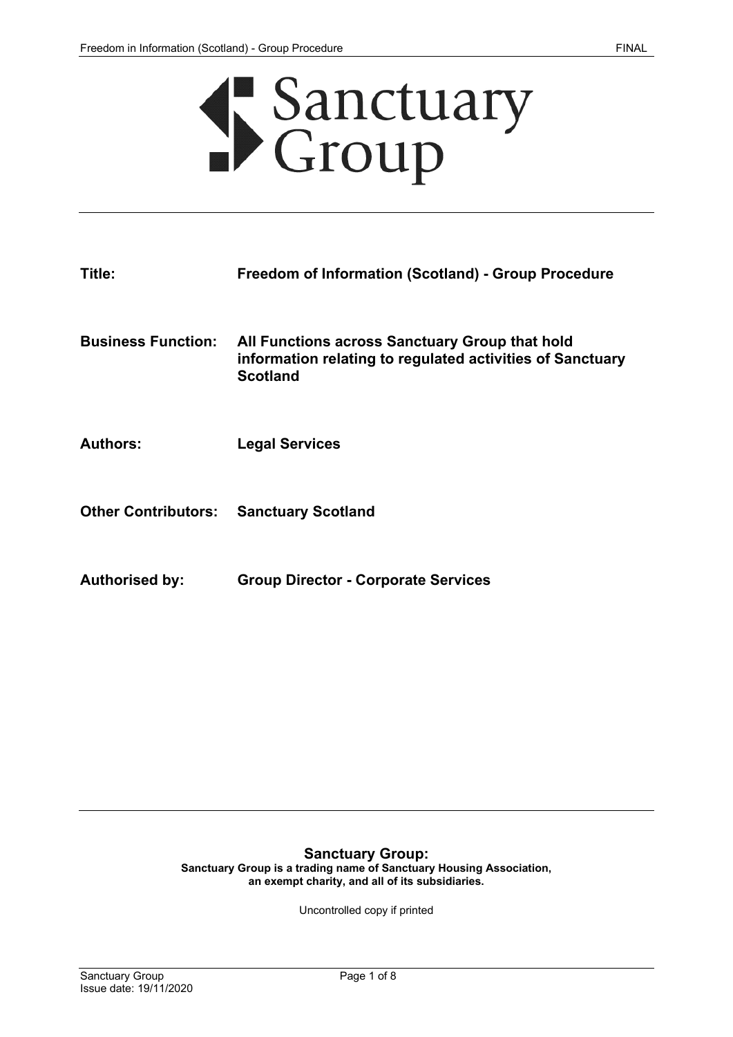Sanctuary Group

**Title:** **Freedom of Information (Scotland) - Group Procedure**

**Business Function:** **All Functions across Sanctuary Group that hold information relating to regulated activities of Sanctuary Scotland**

**Authors:** **Legal Services**

**Other Contributors:** **Sanctuary Scotland**

**Authorised by:** **Group Director - Corporate Services**

**Sanctuary Group:**
**Sanctuary Group is a trading name of Sanctuary Housing Association, an exempt charity, and all of its subsidiaries.**

Uncontrolled copy if printed

Issue date: 19/11/2020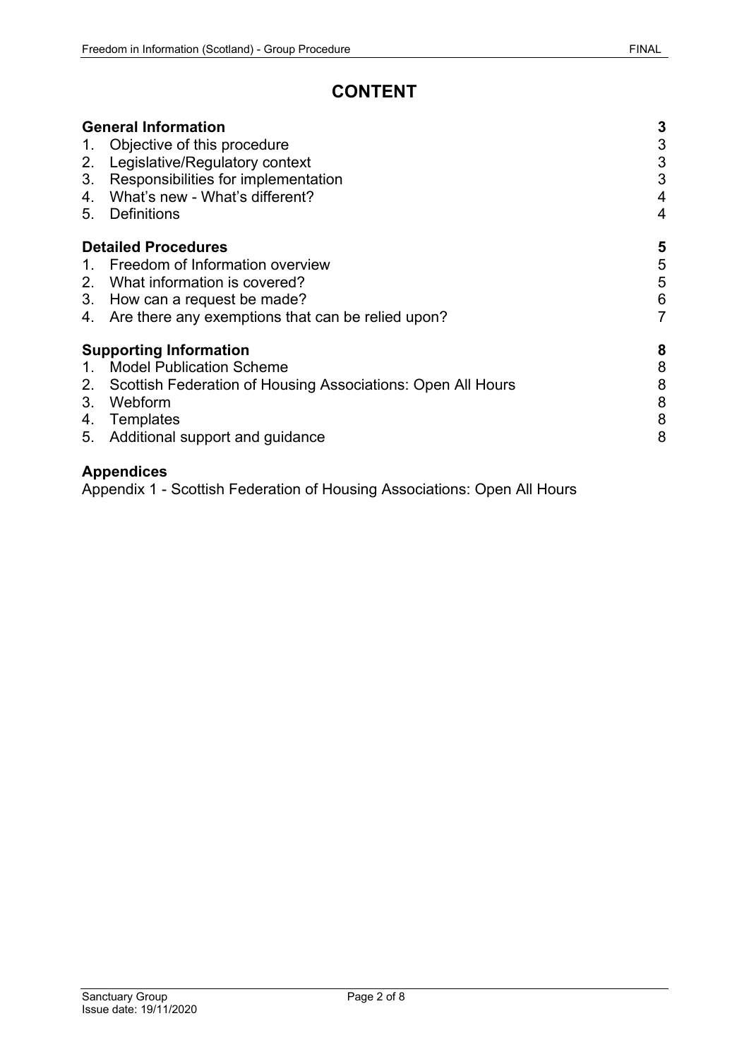# CONTENT

| | |
|---|---|
| **General Information** | **3** |
| 1. Objective of this procedure | 3 |
| 2. Legislative/Regulatory context | 3 |
| 3. Responsibilities for implementation | 3 |
| 4. What's new - What's different? | 4 |
| 5. Definitions | 4 |
| **Detailed Procedures** | **5** |
| 1. Freedom of Information overview | 5 |
| 2. What information is covered? | 5 |
| 3. How can a request be made? | 6 |
| 4. Are there any exemptions that can be relied upon? | 7 |
| **Supporting Information** | **8** |
| 1. Model Publication Scheme | 8 |
| 2. Scottish Federation of Housing Associations: Open All Hours | 8 |
| 3. Webform | 8 |
| 4. Templates | 8 |
| 5. Additional support and guidance | 8 |

**Appendices**

Appendix 1 - Scottish Federation of Housing Associations: Open All Hours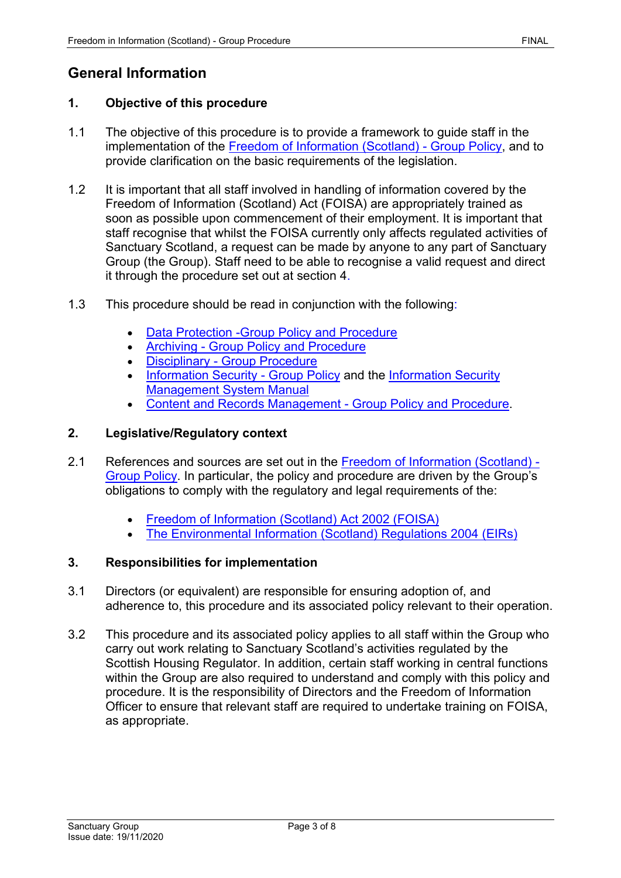## General Information

### 1. Objective of this procedure

1.1 The objective of this procedure is to provide a framework to guide staff in the implementation of the Freedom of Information (Scotland) - Group Policy, and to provide clarification on the basic requirements of the legislation.

1.2 It is important that all staff involved in handling of information covered by the Freedom of Information (Scotland) Act (FOISA) are appropriately trained as soon as possible upon commencement of their employment. It is important that staff recognise that whilst the FOISA currently only affects regulated activities of Sanctuary Scotland, a request can be made by anyone to any part of Sanctuary Group (the Group). Staff need to be able to recognise a valid request and direct it through the procedure set out at section 4.

1.3 This procedure should be read in conjunction with the following:

- Data Protection -Group Policy and Procedure
- Archiving - Group Policy and Procedure
- Disciplinary - Group Procedure
- Information Security - Group Policy and the Information Security Management System Manual
- Content and Records Management - Group Policy and Procedure.

### 2. Legislative/Regulatory context

2.1 References and sources are set out in the Freedom of Information (Scotland) - Group Policy. In particular, the policy and procedure are driven by the Group's obligations to comply with the regulatory and legal requirements of the:

- Freedom of Information (Scotland) Act 2002 (FOISA)
- The Environmental Information (Scotland) Regulations 2004 (EIRs)

### 3. Responsibilities for implementation

3.1 Directors (or equivalent) are responsible for ensuring adoption of, and adherence to, this procedure and its associated policy relevant to their operation.

3.2 This procedure and its associated policy applies to all staff within the Group who carry out work relating to Sanctuary Scotland's activities regulated by the Scottish Housing Regulator. In addition, certain staff working in central functions within the Group are also required to understand and comply with this policy and procedure. It is the responsibility of Directors and the Freedom of Information Officer to ensure that relevant staff are required to undertake training on FOISA, as appropriate.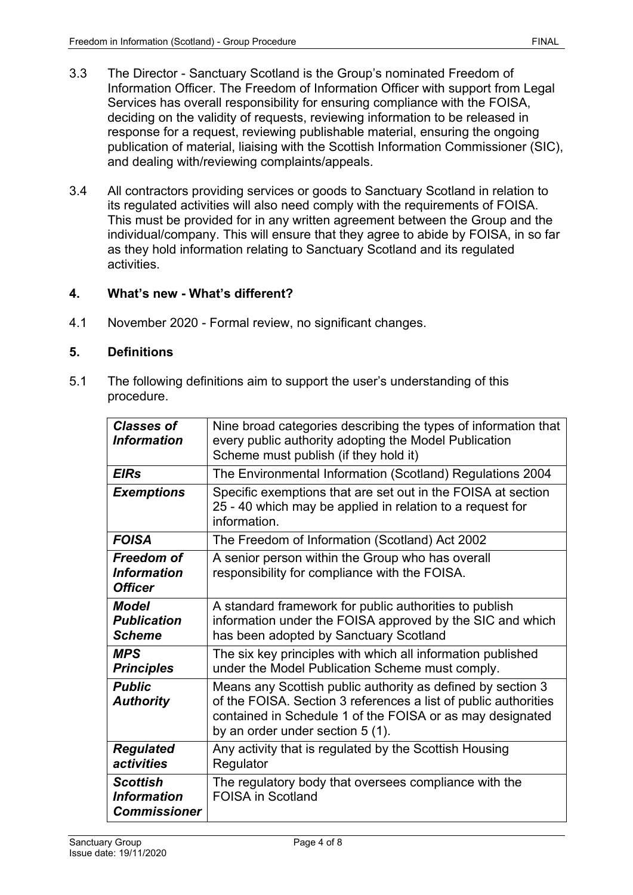3.3 The Director - Sanctuary Scotland is the Group's nominated Freedom of Information Officer. The Freedom of Information Officer with support from Legal Services has overall responsibility for ensuring compliance with the FOISA, deciding on the validity of requests, reviewing information to be released in response for a request, reviewing publishable material, ensuring the ongoing publication of material, liaising with the Scottish Information Commissioner (SIC), and dealing with/reviewing complaints/appeals.

3.4 All contractors providing services or goods to Sanctuary Scotland in relation to its regulated activities will also need comply with the requirements of FOISA. This must be provided for in any written agreement between the Group and the individual/company. This will ensure that they agree to abide by FOISA, in so far as they hold information relating to Sanctuary Scotland and its regulated activities.

## 4. What's new - What's different?

4.1 November 2020 - Formal review, no significant changes.

## 5. Definitions

5.1 The following definitions aim to support the user's understanding of this procedure.

| | |
|---|---|
| ***Classes of Information*** | Nine broad categories describing the types of information that every public authority adopting the Model Publication Scheme must publish (if they hold it) |
| ***EIRs*** | The Environmental Information (Scotland) Regulations 2004 |
| ***Exemptions*** | Specific exemptions that are set out in the FOISA at section 25 - 40 which may be applied in relation to a request for information. |
| ***FOISA*** | The Freedom of Information (Scotland) Act 2002 |
| ***Freedom of Information Officer*** | A senior person within the Group who has overall responsibility for compliance with the FOISA. |
| ***Model Publication Scheme*** | A standard framework for public authorities to publish information under the FOISA approved by the SIC and which has been adopted by Sanctuary Scotland |
| ***MPS Principles*** | The six key principles with which all information published under the Model Publication Scheme must comply. |
| ***Public Authority*** | Means any Scottish public authority as defined by section 3 of the FOISA. Section 3 references a list of public authorities contained in Schedule 1 of the FOISA or as may designated by an order under section 5 (1). |
| ***Regulated activities*** | Any activity that is regulated by the Scottish Housing Regulator |
| ***Scottish Information Commissioner*** | The regulatory body that oversees compliance with the FOISA in Scotland |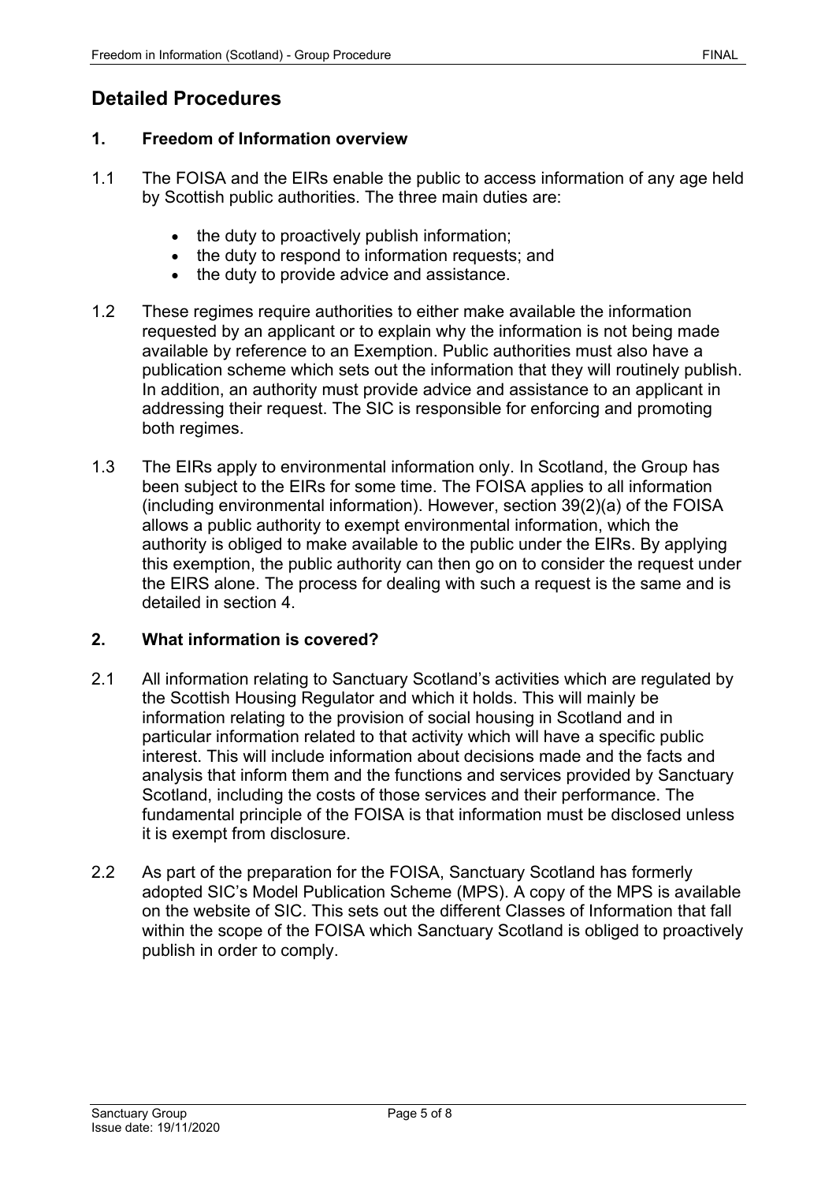## Detailed Procedures

### 1. Freedom of Information overview

1.1 The FOISA and the EIRs enable the public to access information of any age held by Scottish public authorities. The three main duties are:

- the duty to proactively publish information;
- the duty to respond to information requests; and
- the duty to provide advice and assistance.

1.2 These regimes require authorities to either make available the information requested by an applicant or to explain why the information is not being made available by reference to an Exemption. Public authorities must also have a publication scheme which sets out the information that they will routinely publish. In addition, an authority must provide advice and assistance to an applicant in addressing their request. The SIC is responsible for enforcing and promoting both regimes.

1.3 The EIRs apply to environmental information only. In Scotland, the Group has been subject to the EIRs for some time. The FOISA applies to all information (including environmental information). However, section 39(2)(a) of the FOISA allows a public authority to exempt environmental information, which the authority is obliged to make available to the public under the EIRs. By applying this exemption, the public authority can then go on to consider the request under the EIRS alone. The process for dealing with such a request is the same and is detailed in section 4.

### 2. What information is covered?

2.1 All information relating to Sanctuary Scotland's activities which are regulated by the Scottish Housing Regulator and which it holds. This will mainly be information relating to the provision of social housing in Scotland and in particular information related to that activity which will have a specific public interest. This will include information about decisions made and the facts and analysis that inform them and the functions and services provided by Sanctuary Scotland, including the costs of those services and their performance. The fundamental principle of the FOISA is that information must be disclosed unless it is exempt from disclosure.

2.2 As part of the preparation for the FOISA, Sanctuary Scotland has formerly adopted SIC's Model Publication Scheme (MPS). A copy of the MPS is available on the website of SIC. This sets out the different Classes of Information that fall within the scope of the FOISA which Sanctuary Scotland is obliged to proactively publish in order to comply.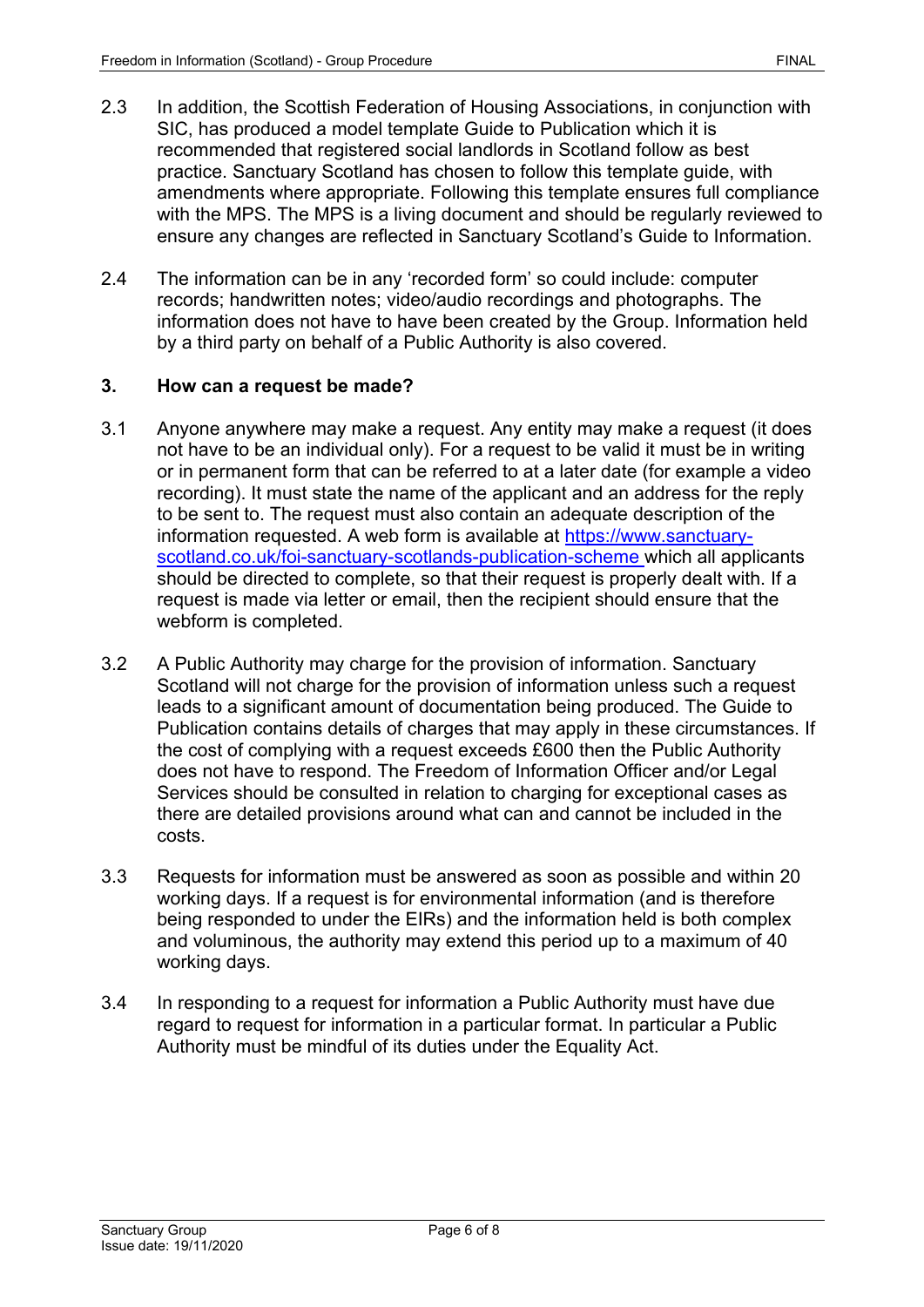2.3 In addition, the Scottish Federation of Housing Associations, in conjunction with SIC, has produced a model template Guide to Publication which it is recommended that registered social landlords in Scotland follow as best practice. Sanctuary Scotland has chosen to follow this template guide, with amendments where appropriate. Following this template ensures full compliance with the MPS. The MPS is a living document and should be regularly reviewed to ensure any changes are reflected in Sanctuary Scotland's Guide to Information.

2.4 The information can be in any 'recorded form' so could include: computer records; handwritten notes; video/audio recordings and photographs. The information does not have to have been created by the Group. Information held by a third party on behalf of a Public Authority is also covered.

## 3. How can a request be made?

3.1 Anyone anywhere may make a request. Any entity may make a request (it does not have to be an individual only). For a request to be valid it must be in writing or in permanent form that can be referred to at a later date (for example a video recording). It must state the name of the applicant and an address for the reply to be sent to. The request must also contain an adequate description of the information requested. A web form is available at [https://www.sanctuary-scotland.co.uk/foi-sanctuary-scotlands-publication-scheme](https://www.sanctuary-scotland.co.uk/foi-sanctuary-scotlands-publication-scheme) which all applicants should be directed to complete, so that their request is properly dealt with. If a request is made via letter or email, then the recipient should ensure that the webform is completed.

3.2 A Public Authority may charge for the provision of information. Sanctuary Scotland will not charge for the provision of information unless such a request leads to a significant amount of documentation being produced. The Guide to Publication contains details of charges that may apply in these circumstances. If the cost of complying with a request exceeds £600 then the Public Authority does not have to respond. The Freedom of Information Officer and/or Legal Services should be consulted in relation to charging for exceptional cases as there are detailed provisions around what can and cannot be included in the costs.

3.3 Requests for information must be answered as soon as possible and within 20 working days. If a request is for environmental information (and is therefore being responded to under the EIRs) and the information held is both complex and voluminous, the authority may extend this period up to a maximum of 40 working days.

3.4 In responding to a request for information a Public Authority must have due regard to request for information in a particular format. In particular a Public Authority must be mindful of its duties under the Equality Act.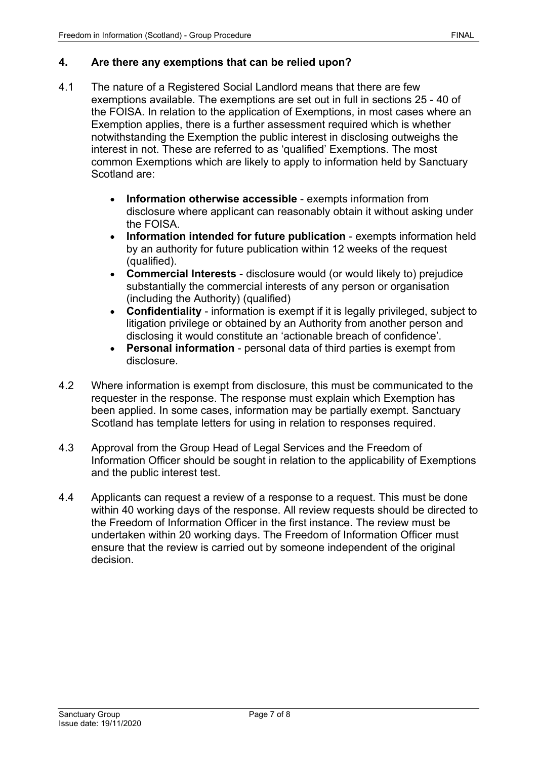## 4. Are there any exemptions that can be relied upon?

4.1 The nature of a Registered Social Landlord means that there are few exemptions available. The exemptions are set out in full in sections 25 - 40 of the FOISA. In relation to the application of Exemptions, in most cases where an Exemption applies, there is a further assessment required which is whether notwithstanding the Exemption the public interest in disclosing outweighs the interest in not. These are referred to as 'qualified' Exemptions. The most common Exemptions which are likely to apply to information held by Sanctuary Scotland are:

- **Information otherwise accessible** - exempts information from disclosure where applicant can reasonably obtain it without asking under the FOISA.
- **Information intended for future publication** - exempts information held by an authority for future publication within 12 weeks of the request (qualified).
- **Commercial Interests** - disclosure would (or would likely to) prejudice substantially the commercial interests of any person or organisation (including the Authority) (qualified)
- **Confidentiality** - information is exempt if it is legally privileged, subject to litigation privilege or obtained by an Authority from another person and disclosing it would constitute an 'actionable breach of confidence'.
- **Personal information** - personal data of third parties is exempt from disclosure.

4.2 Where information is exempt from disclosure, this must be communicated to the requester in the response. The response must explain which Exemption has been applied. In some cases, information may be partially exempt. Sanctuary Scotland has template letters for using in relation to responses required.

4.3 Approval from the Group Head of Legal Services and the Freedom of Information Officer should be sought in relation to the applicability of Exemptions and the public interest test.

4.4 Applicants can request a review of a response to a request. This must be done within 40 working days of the response. All review requests should be directed to the Freedom of Information Officer in the first instance. The review must be undertaken within 20 working days. The Freedom of Information Officer must ensure that the review is carried out by someone independent of the original decision.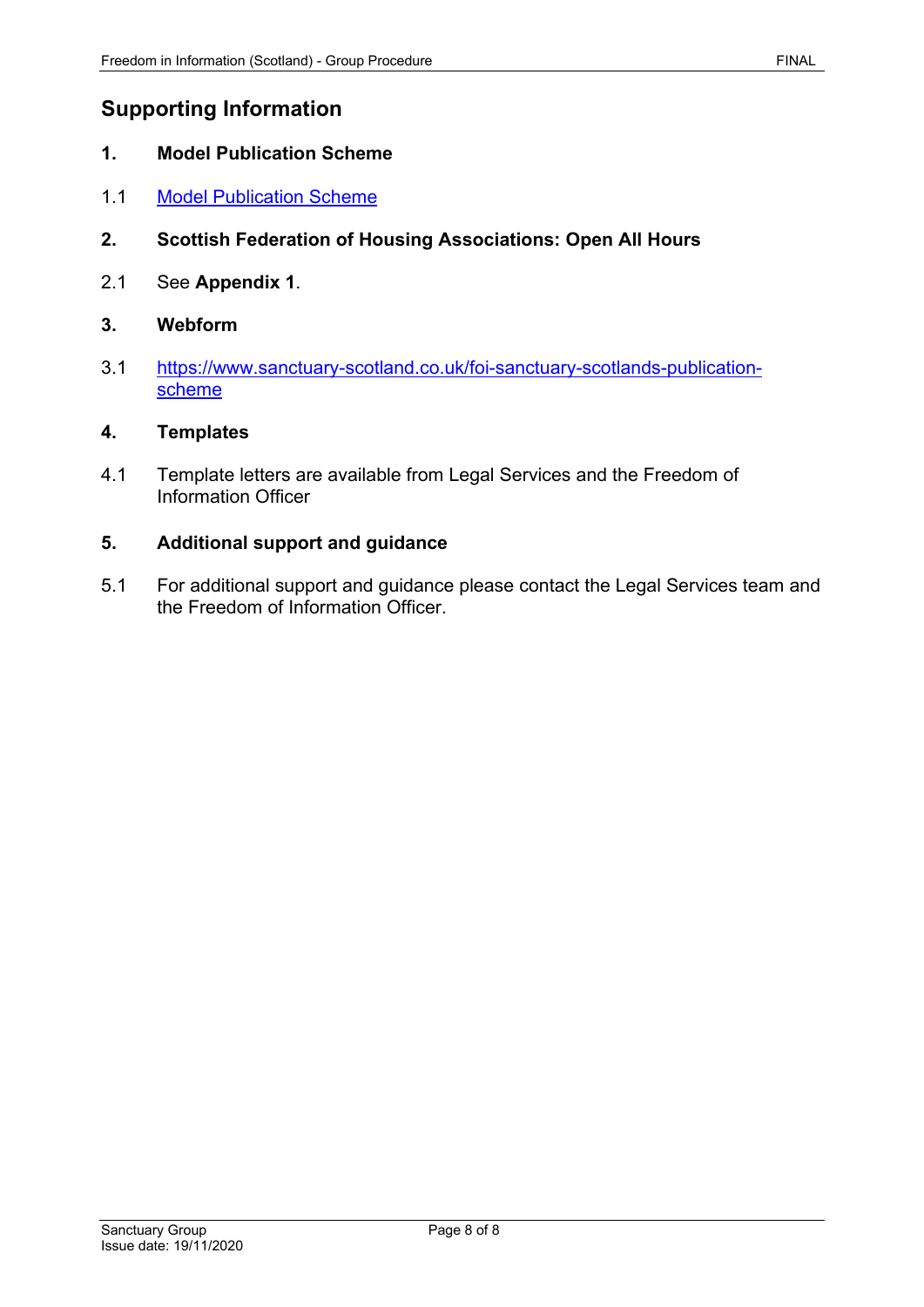## Supporting Information

### 1. Model Publication Scheme

1.1 Model Publication Scheme

### 2. Scottish Federation of Housing Associations: Open All Hours

2.1 See **Appendix 1**.

### 3. Webform

3.1 https://www.sanctuary-scotland.co.uk/foi-sanctuary-scotlands-publication-scheme

### 4. Templates

4.1 Template letters are available from Legal Services and the Freedom of Information Officer

### 5. Additional support and guidance

5.1 For additional support and guidance please contact the Legal Services team and the Freedom of Information Officer.